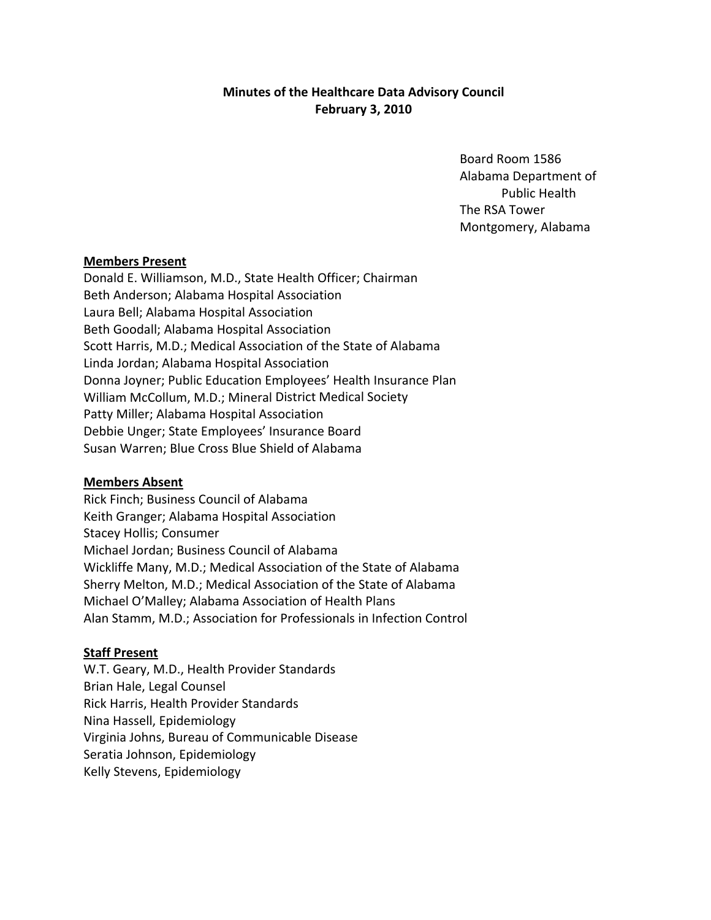# Minutes of the Healthcare Data Advisory Council
## February 3, 2010

Board Room 1586
Alabama Department of Public Health
The RSA Tower
Montgomery, Alabama

**Members Present**

Donald E. Williamson, M.D., State Health Officer; Chairman
Beth Anderson; Alabama Hospital Association
Laura Bell; Alabama Hospital Association
Beth Goodall; Alabama Hospital Association
Scott Harris, M.D.; Medical Association of the State of Alabama
Linda Jordan; Alabama Hospital Association
Donna Joyner; Public Education Employees' Health Insurance Plan
William McCollum, M.D.; Mineral District Medical Society
Patty Miller; Alabama Hospital Association
Debbie Unger; State Employees' Insurance Board
Susan Warren; Blue Cross Blue Shield of Alabama

**Members Absent**

Rick Finch; Business Council of Alabama
Keith Granger; Alabama Hospital Association
Stacey Hollis; Consumer
Michael Jordan; Business Council of Alabama
Wickliffe Many, M.D.; Medical Association of the State of Alabama
Sherry Melton, M.D.; Medical Association of the State of Alabama
Michael O'Malley; Alabama Association of Health Plans
Alan Stamm, M.D.; Association for Professionals in Infection Control

**Staff Present**

W.T. Geary, M.D., Health Provider Standards
Brian Hale, Legal Counsel
Rick Harris, Health Provider Standards
Nina Hassell, Epidemiology
Virginia Johns, Bureau of Communicable Disease
Seratia Johnson, Epidemiology
Kelly Stevens, Epidemiology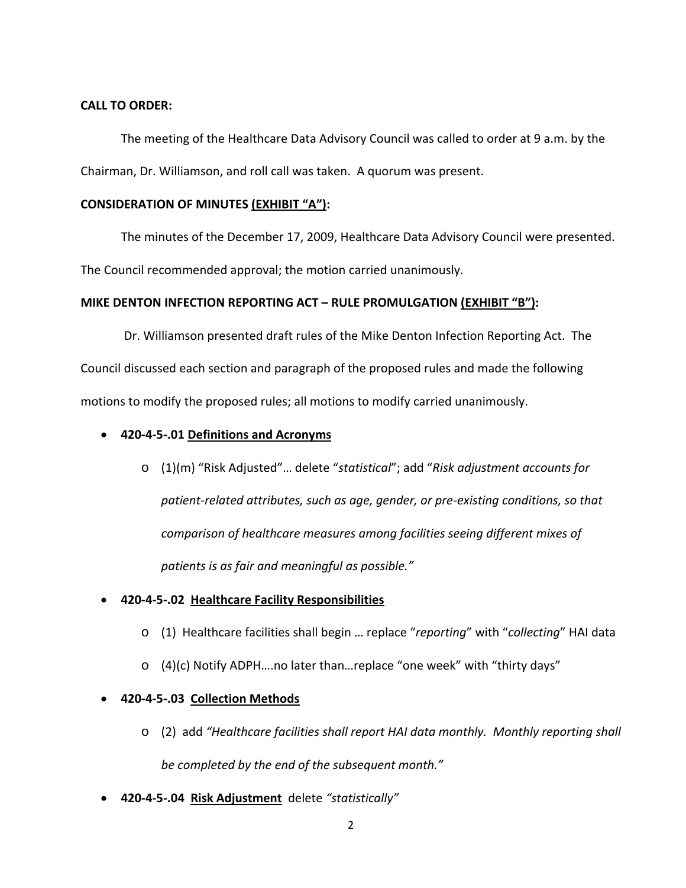**CALL TO ORDER:**

The meeting of the Healthcare Data Advisory Council was called to order at 9 a.m. by the Chairman, Dr. Williamson, and roll call was taken. A quorum was present.

**CONSIDERATION OF MINUTES <u>(EXHIBIT "A")</u>:**

The minutes of the December 17, 2009, Healthcare Data Advisory Council were presented. The Council recommended approval; the motion carried unanimously.

**MIKE DENTON INFECTION REPORTING ACT – RULE PROMULGATION <u>(EXHIBIT "B")</u>:**

Dr. Williamson presented draft rules of the Mike Denton Infection Reporting Act. The Council discussed each section and paragraph of the proposed rules and made the following motions to modify the proposed rules; all motions to modify carried unanimously.

- **420-4-5-.01 <u>Definitions and Acronyms</u>**
  - (1)(m) "Risk Adjusted"… delete "*statistical*"; add "*Risk adjustment accounts for patient-related attributes, such as age, gender, or pre-existing conditions, so that comparison of healthcare measures among facilities seeing different mixes of patients is as fair and meaningful as possible."*
- **420-4-5-.02 <u>Healthcare Facility Responsibilities</u>**
  - (1) Healthcare facilities shall begin … replace "*reporting*" with "*collecting*" HAI data
  - (4)(c) Notify ADPH….no later than…replace "one week" with "thirty days"
- **420-4-5-.03 <u>Collection Methods</u>**
  - (2) add *"Healthcare facilities shall report HAI data monthly. Monthly reporting shall be completed by the end of the subsequent month."*
- **420-4-5-.04 <u>Risk Adjustment</u>** delete *"statistically"*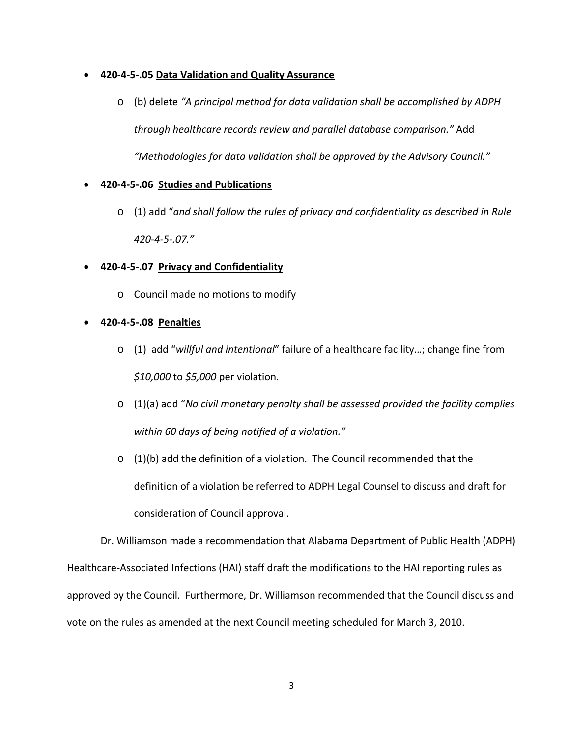- **420-4-5-.05** **<u>Data Validation and Quality Assurance</u>**
  - (b) delete *"A principal method for data validation shall be accomplished by ADPH through healthcare records review and parallel database comparison."* Add *"Methodologies for data validation shall be approved by the Advisory Council."*
- **420-4-5-.06** **<u>Studies and Publications</u>**
  - (1) add "*and shall follow the rules of privacy and confidentiality as described in Rule 420-4-5-.07."*
- **420-4-5-.07** **<u>Privacy and Confidentiality</u>**
  - Council made no motions to modify
- **420-4-5-.08** **<u>Penalties</u>**
  - (1) add "*willful and intentional*" failure of a healthcare facility…; change fine from *$10,000* to *$5,000* per violation.
  - (1)(a) add "*No civil monetary penalty shall be assessed provided the facility complies within 60 days of being notified of a violation."*
  - (1)(b) add the definition of a violation. The Council recommended that the definition of a violation be referred to ADPH Legal Counsel to discuss and draft for consideration of Council approval.

Dr. Williamson made a recommendation that Alabama Department of Public Health (ADPH) Healthcare-Associated Infections (HAI) staff draft the modifications to the HAI reporting rules as approved by the Council. Furthermore, Dr. Williamson recommended that the Council discuss and vote on the rules as amended at the next Council meeting scheduled for March 3, 2010.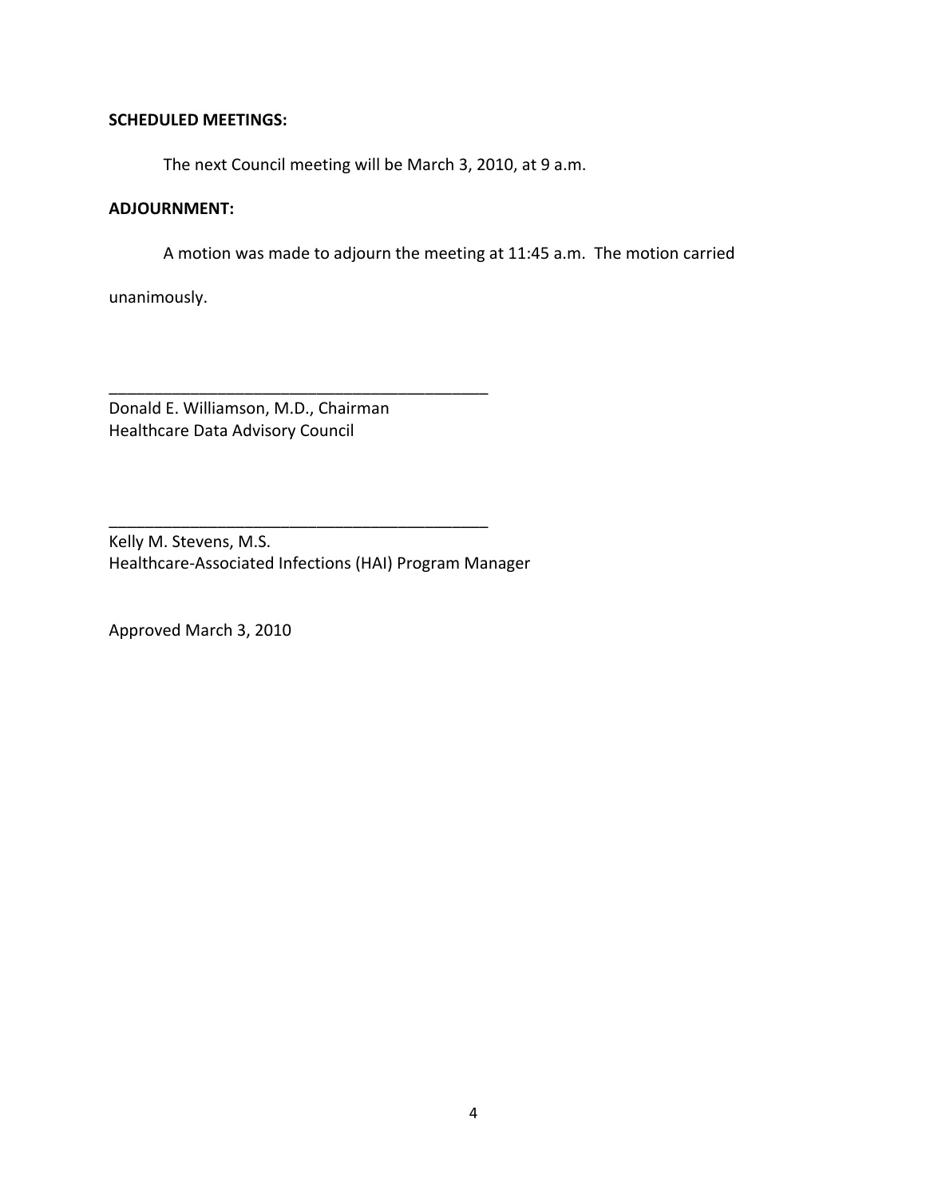**SCHEDULED MEETINGS:**

The next Council meeting will be March 3, 2010, at 9 a.m.

**ADJOURNMENT:**

A motion was made to adjourn the meeting at 11:45 a.m. The motion carried unanimously.

\_\_\_\_\_\_\_\_\_\_\_\_\_\_\_\_\_\_\_\_\_\_\_\_\_\_\_\_\_\_\_\_\_\_\_\_\_\_\_\_\_\_\_\_
Donald E. Williamson, M.D., Chairman
Healthcare Data Advisory Council

\_\_\_\_\_\_\_\_\_\_\_\_\_\_\_\_\_\_\_\_\_\_\_\_\_\_\_\_\_\_\_\_\_\_\_\_\_\_\_\_\_\_\_\_
Kelly M. Stevens, M.S.
Healthcare-Associated Infections (HAI) Program Manager

Approved March 3, 2010